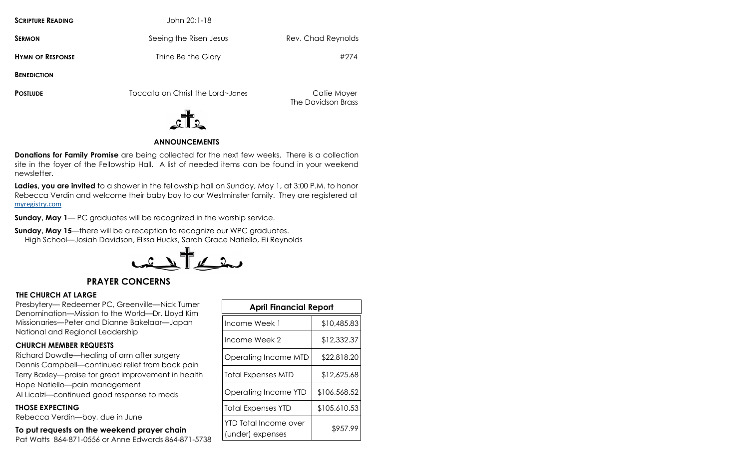**SCRIPTURE READING** John 20:1-18

**SERMON** Seeing the Risen Jesus Rev. Chad Reynolds

**HYMN OF RESPONSE** Thine Be the Glory #274

**BENEDICTION**

**POSTLUDE** Toccata on Christ the Lord~Jones Catie Moyer
The Davidson Brass

## ANNOUNCEMENTS

**Donations for Family Promise** are being collected for the next few weeks. There is a collection site in the foyer of the Fellowship Hall. A list of needed items can be found in your weekend newsletter.

**Ladies, you are invited** to a shower in the fellowship hall on Sunday, May 1, at 3:00 P.M. to honor Rebecca Verdin and welcome their baby boy to our Westminster family. They are registered at myregistry.com

**Sunday, May 1**— PC graduates will be recognized in the worship service.

**Sunday, May 15**—there will be a reception to recognize our WPC graduates.
High School—Josiah Davidson, Elissa Hucks, Sarah Grace Natiello, Eli Reynolds

## PRAYER CONCERNS

### THE CHURCH AT LARGE

Presbytery— Redeemer PC, Greenville—Nick Turner
Denomination—Mission to the World—Dr. Lloyd Kim
Missionaries—Peter and Dianne Bakelaar—Japan
National and Regional Leadership

### CHURCH MEMBER REQUESTS

Richard Dowdle—healing of arm after surgery
Dennis Campbell—continued relief from back pain
Terry Baxley—praise for great improvement in health
Hope Natiello—pain management
Al Licalzi—continued good response to meds

### THOSE EXPECTING

Rebecca Verdin—boy, due in June

**To put requests on the weekend prayer chain**
Pat Watts 864-871-0556 or Anne Edwards 864-871-5738

| April Financial Report | |
|---|---|
| Income Week 1 | $10,485.83 |
| Income Week 2 | $12,332.37 |
| Operating Income MTD | $22,818.20 |
| Total Expenses MTD | $12,625.68 |
| Operating Income YTD | $106,568.52 |
| Total Expenses YTD | $105,610.53 |
| YTD Total Income over (under) expenses | $957.99 |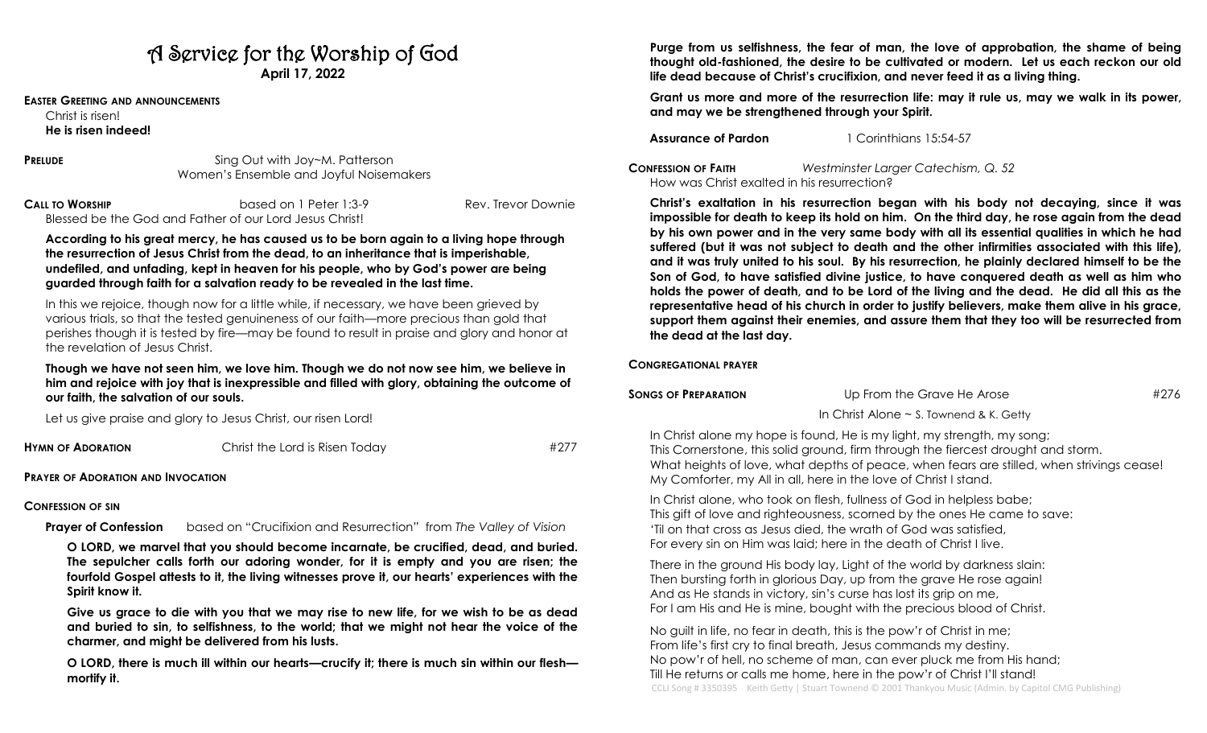# A Service for the Worship of God

**April 17, 2022**

**EASTER GREETING AND ANNOUNCEMENTS**

Christ is risen!
**He is risen indeed!**

**PRELUDE** Sing Out with Joy~M. Patterson
Women's Ensemble and Joyful Noisemakers

**CALL TO WORSHIP** based on 1 Peter 1:3-9 Rev. Trevor Downie

Blessed be the God and Father of our Lord Jesus Christ!

**According to his great mercy, he has caused us to be born again to a living hope through the resurrection of Jesus Christ from the dead, to an inheritance that is imperishable, undefiled, and unfading, kept in heaven for his people, who by God's power are being guarded through faith for a salvation ready to be revealed in the last time.**

In this we rejoice, though now for a little while, if necessary, we have been grieved by various trials, so that the tested genuineness of our faith—more precious than gold that perishes though it is tested by fire—may be found to result in praise and glory and honor at the revelation of Jesus Christ.

**Though we have not seen him, we love him. Though we do not now see him, we believe in him and rejoice with joy that is inexpressible and filled with glory, obtaining the outcome of our faith, the salvation of our souls.**

Let us give praise and glory to Jesus Christ, our risen Lord!

**HYMN OF ADORATION** Christ the Lord is Risen Today #277

**PRAYER OF ADORATION AND INVOCATION**

**CONFESSION OF SIN**

**Prayer of Confession** based on "Crucifixion and Resurrection" from *The Valley of Vision*

**O LORD, we marvel that you should become incarnate, be crucified, dead, and buried. The sepulcher calls forth our adoring wonder, for it is empty and you are risen; the fourfold Gospel attests to it, the living witnesses prove it, our hearts' experiences with the Spirit know it.**

**Give us grace to die with you that we may rise to new life, for we wish to be as dead and buried to sin, to selfishness, to the world; that we might not hear the voice of the charmer, and might be delivered from his lusts.**

**O LORD, there is much ill within our hearts—crucify it; there is much sin within our flesh—mortify it.**

**Purge from us selfishness, the fear of man, the love of approbation, the shame of being thought old-fashioned, the desire to be cultivated or modern. Let us each reckon our old life dead because of Christ's crucifixion, and never feed it as a living thing.**

**Grant us more and more of the resurrection life: may it rule us, may we walk in its power, and may we be strengthened through your Spirit.**

**Assurance of Pardon** 1 Corinthians 15:54-57

**CONFESSION OF FAITH** *Westminster Larger Catechism, Q. 52*

How was Christ exalted in his resurrection?

**Christ's exaltation in his resurrection began with his body not decaying, since it was impossible for death to keep its hold on him. On the third day, he rose again from the dead by his own power and in the very same body with all its essential qualities in which he had suffered (but it was not subject to death and the other infirmities associated with this life), and it was truly united to his soul. By his resurrection, he plainly declared himself to be the Son of God, to have satisfied divine justice, to have conquered death as well as him who holds the power of death, and to be Lord of the living and the dead. He did all this as the representative head of his church in order to justify believers, make them alive in his grace, support them against their enemies, and assure them that they too will be resurrected from the dead at the last day.**

**CONGREGATIONAL PRAYER**

**SONGS OF PREPARATION** Up From the Grave He Arose #276

In Christ Alone ~ S. Townend & K. Getty

In Christ alone my hope is found, He is my light, my strength, my song;
This Cornerstone, this solid ground, firm through the fiercest drought and storm.
What heights of love, what depths of peace, when fears are stilled, when strivings cease!
My Comforter, my All in all, here in the love of Christ I stand.

In Christ alone, who took on flesh, fullness of God in helpless babe;
This gift of love and righteousness, scorned by the ones He came to save:
'Til on that cross as Jesus died, the wrath of God was satisfied,
For every sin on Him was laid; here in the death of Christ I live.

There in the ground His body lay, Light of the world by darkness slain:
Then bursting forth in glorious Day, up from the grave He rose again!
And as He stands in victory, sin's curse has lost its grip on me,
For I am His and He is mine, bought with the precious blood of Christ.

No guilt in life, no fear in death, this is the pow'r of Christ in me;
From life's first cry to final breath, Jesus commands my destiny.
No pow'r of hell, no scheme of man, can ever pluck me from His hand;
Till He returns or calls me home, here in the pow'r of Christ I'll stand!

CCLI Song # 3350395 Keith Getty | Stuart Townend © 2001 Thankyou Music (Admin. by Capitol CMG Publishing)